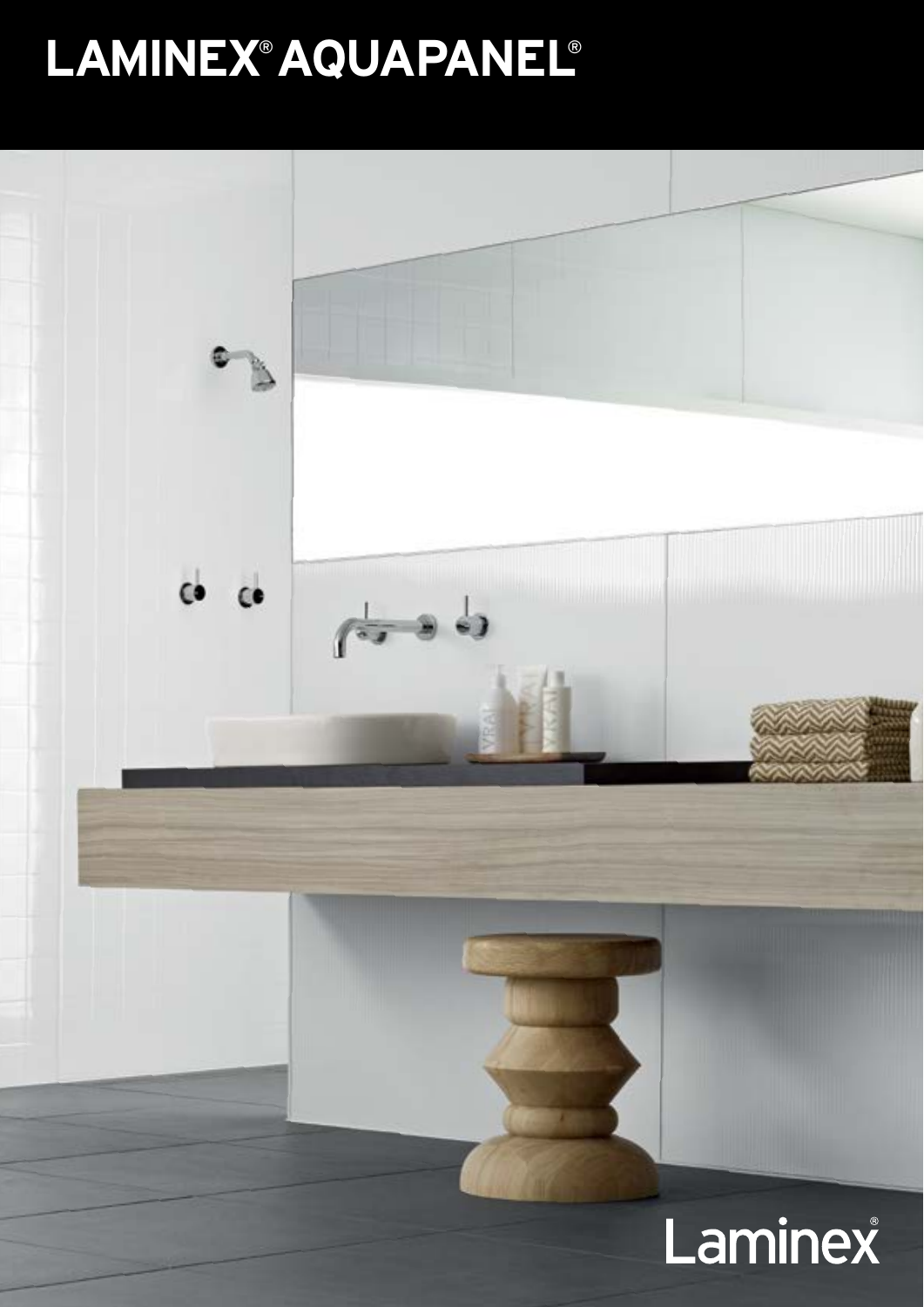# LAMINEX® AQUAPANEL®

Laminex®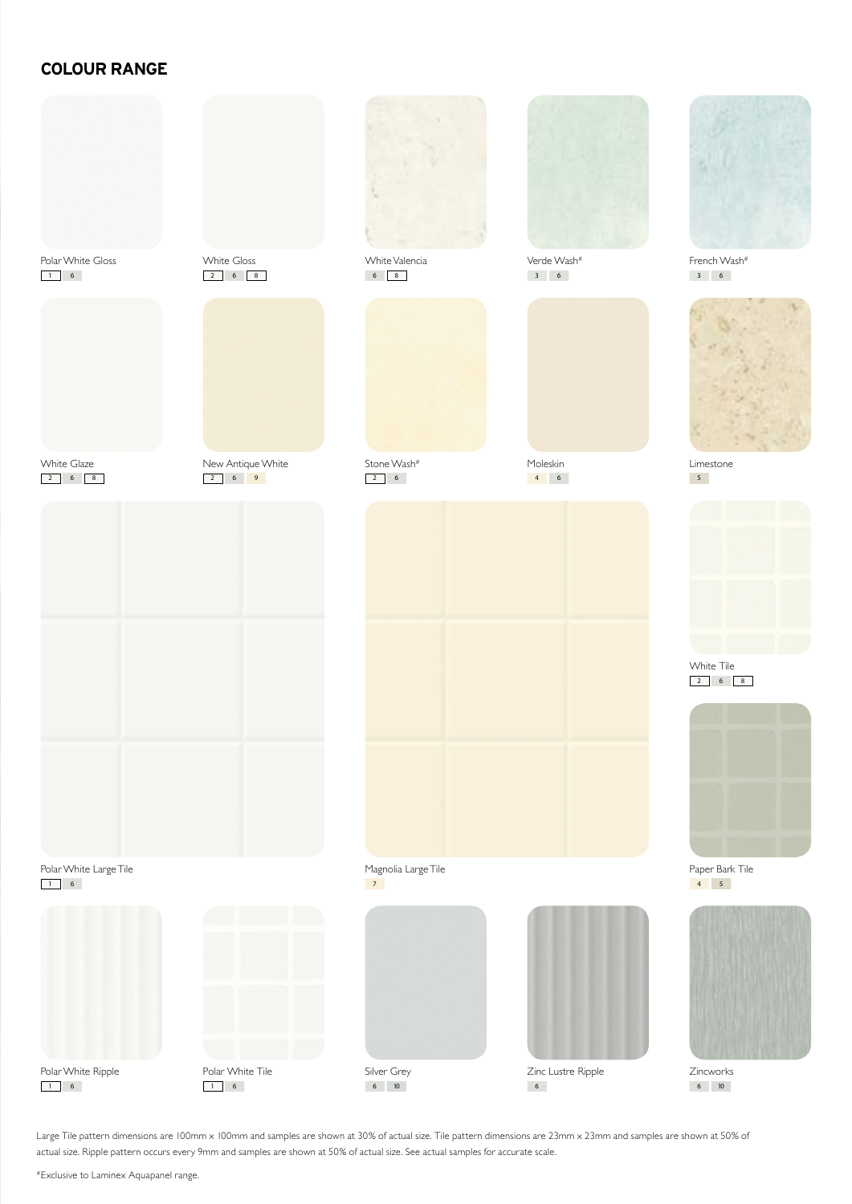## COLOUR RANGE

Polar White Gloss
1 6

White Gloss
2 6 8

White Valencia
6 8

Verde Wash#
3 6

French Wash#
3 6

White Glaze
2 6 8

New Antique White
2 6 9

Stone Wash#
2 6

Moleskin
4 6

Limestone
5

Polar White Large Tile
1 6

Magnolia Large Tile
7

White Tile
2 6 8

Paper Bark Tile
4 5

Polar White Ripple
1 6

Polar White Tile
1 6

Silver Grey
6 10

Zinc Lustre Ripple
6

Zincworks
6 10

Large Tile pattern dimensions are 100mm x 100mm and samples are shown at 30% of actual size. Tile pattern dimensions are 23mm x 23mm and samples are shown at 50% of actual size. Ripple pattern occurs every 9mm and samples are shown at 50% of actual size. See actual samples for accurate scale.

#Exclusive to Laminex Aquapanel range.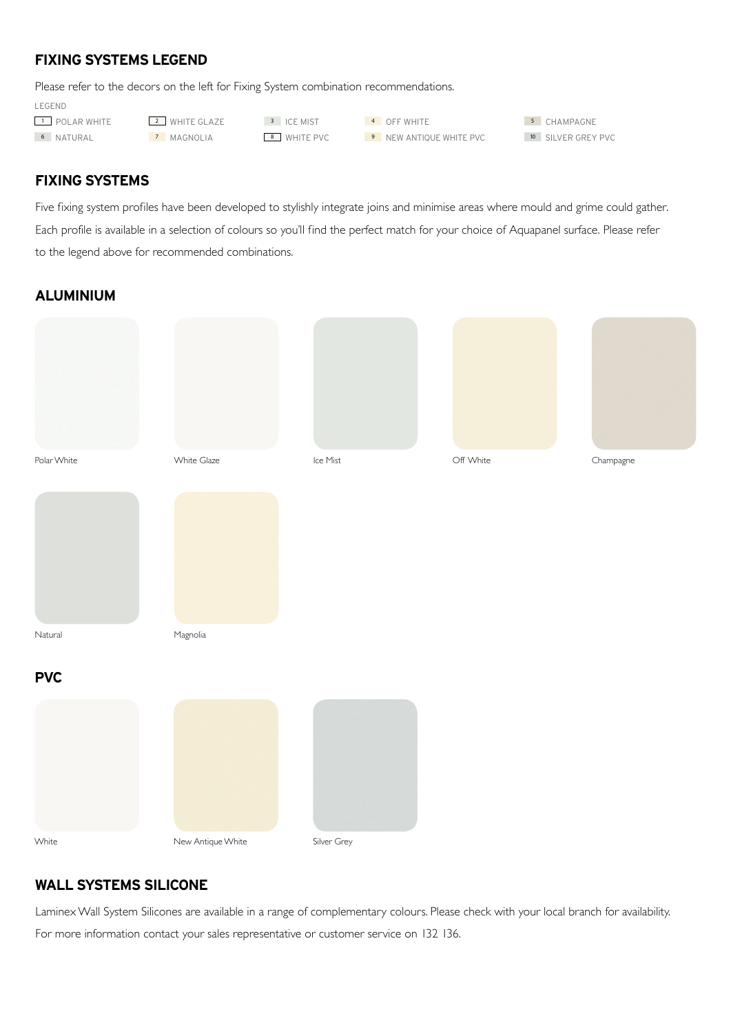## FIXING SYSTEMS LEGEND

Please refer to the decors on the left for Fixing System combination recommendations.

LEGEND

| | | | | |
|---|---|---|---|---|
| 1 POLAR WHITE | 2 WHITE GLAZE | 3 ICE MIST | 4 OFF WHITE | 5 CHAMPAGNE |
| 6 NATURAL | 7 MAGNOLIA | 8 WHITE PVC | 9 NEW ANTIQUE WHITE PVC | 10 SILVER GREY PVC |

## FIXING SYSTEMS

Five fixing system profiles have been developed to stylishly integrate joins and minimise areas where mould and grime could gather. Each profile is available in a selection of colours so you'll find the perfect match for your choice of Aquapanel surface. Please refer to the legend above for recommended combinations.

## ALUMINIUM

Polar White

White Glaze

Ice Mist

Off White

Champagne

Natural

Magnolia

## PVC

White

New Antique White

Silver Grey

## WALL SYSTEMS SILICONE

Laminex Wall System Silicones are available in a range of complementary colours. Please check with your local branch for availability. For more information contact your sales representative or customer service on 132 136.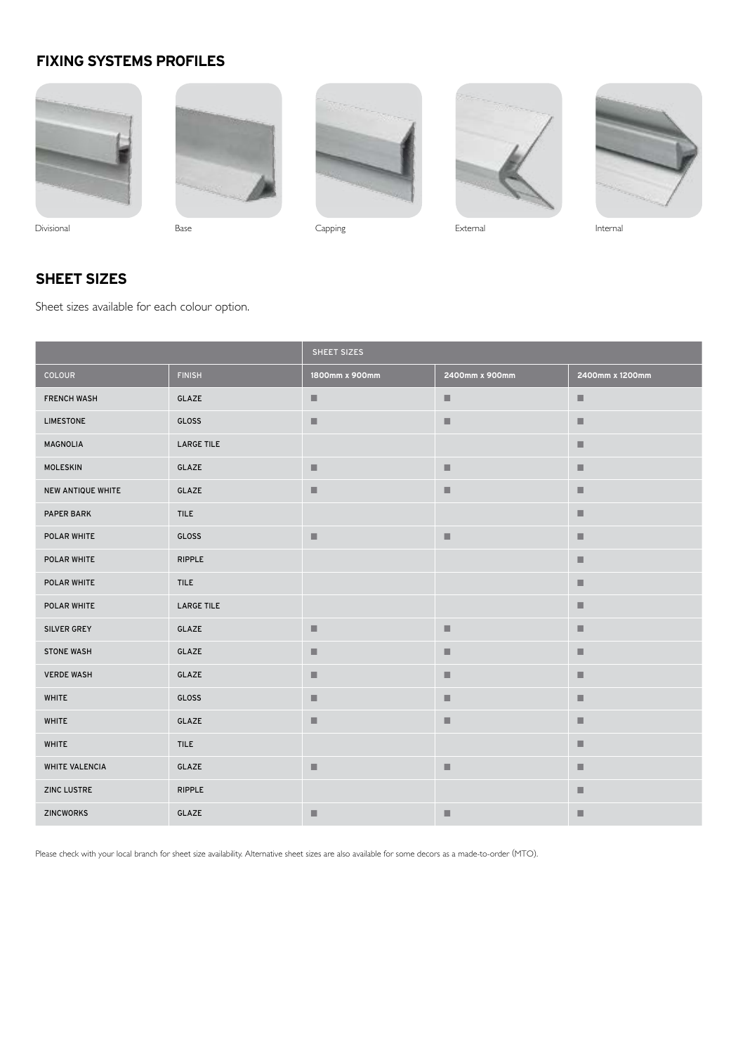## FIXING SYSTEMS PROFILES

Divisional

Base

Capping

External

Internal

## SHEET SIZES

Sheet sizes available for each colour option.

| | | SHEET SIZES | | |
|---|---|---|---|---|
| COLOUR | FINISH | 1800mm x 900mm | 2400mm x 900mm | 2400mm x 1200mm |
| FRENCH WASH | GLAZE | ■ | ■ | ■ |
| LIMESTONE | GLOSS | ■ | ■ | ■ |
| MAGNOLIA | LARGE TILE | | | ■ |
| MOLESKIN | GLAZE | ■ | ■ | ■ |
| NEW ANTIQUE WHITE | GLAZE | ■ | ■ | ■ |
| PAPER BARK | TILE | | | ■ |
| POLAR WHITE | GLOSS | ■ | ■ | ■ |
| POLAR WHITE | RIPPLE | | | ■ |
| POLAR WHITE | TILE | | | ■ |
| POLAR WHITE | LARGE TILE | | | ■ |
| SILVER GREY | GLAZE | ■ | ■ | ■ |
| STONE WASH | GLAZE | ■ | ■ | ■ |
| VERDE WASH | GLAZE | ■ | ■ | ■ |
| WHITE | GLOSS | ■ | ■ | ■ |
| WHITE | GLAZE | ■ | ■ | ■ |
| WHITE | TILE | | | ■ |
| WHITE VALENCIA | GLAZE | ■ | ■ | ■ |
| ZINC LUSTRE | RIPPLE | | | ■ |
| ZINCWORKS | GLAZE | ■ | ■ | ■ |

Please check with your local branch for sheet size availability. Alternative sheet sizes are also available for some decors as a made-to-order (MTO).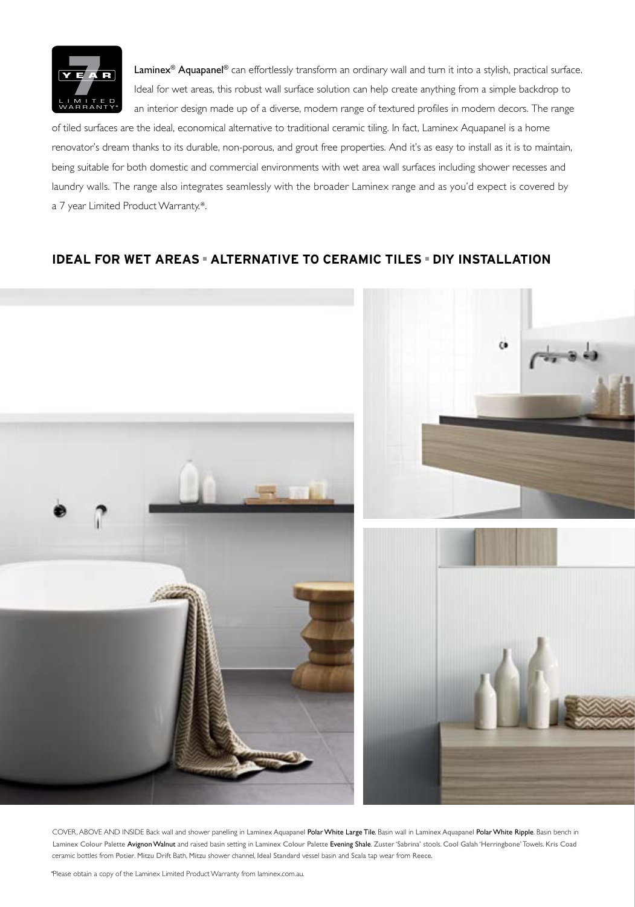**Laminex® Aquapanel®** can effortlessly transform an ordinary wall and turn it into a stylish, practical surface. Ideal for wet areas, this robust wall surface solution can help create anything from a simple backdrop to an interior design made up of a diverse, modern range of textured profiles in modern decors. The range of tiled surfaces are the ideal, economical alternative to traditional ceramic tiling. In fact, Laminex Aquapanel is a home renovator's dream thanks to its durable, non-porous, and grout free properties. And it's as easy to install as it is to maintain, being suitable for both domestic and commercial environments with wet area wall surfaces including shower recesses and laundry walls. The range also integrates seamlessly with the broader Laminex range and as you'd expect is covered by a 7 year Limited Product Warranty.*.

## IDEAL FOR WET AREAS ▪ ALTERNATIVE TO CERAMIC TILES ▪ DIY INSTALLATION

COVER, ABOVE AND INSIDE Back wall and shower panelling in Laminex Aquapanel **Polar White Large Tile**. Basin wall in Laminex Aquapanel **Polar White Ripple**. Basin bench in Laminex Colour Palette **Avignon Walnut** and raised basin setting in Laminex Colour Palette **Evening Shale**. Zuster 'Sabrina' stools. Cool Galah 'Herringbone' Towels. Kris Coad ceramic bottles from Potier. Mitzu Drift Bath, Mitzu shower channel, Ideal Standard vessel basin and Scala tap wear from Reece.

*Please obtain a copy of the Laminex Limited Product Warranty from laminex.com.au.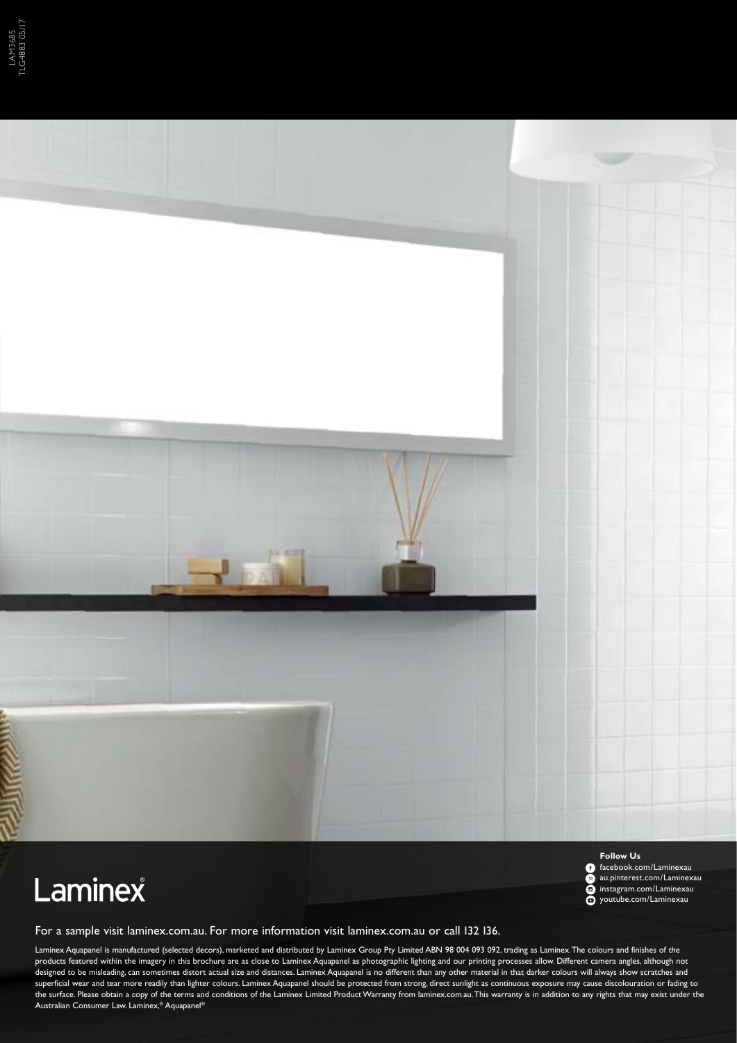LAM3685
TLG4883 05/17

Laminex®

**Follow Us**

facebook.com/Laminexau
au.pinterest.com/Laminexau
instagram.com/Laminexau
youtube.com/Laminexau

For a sample visit laminex.com.au. For more information visit laminex.com.au or call 132 136.

Laminex Aquapanel is manufactured (selected decors), marketed and distributed by Laminex Group Pty Limited ABN 98 004 093 092, trading as Laminex. The colours and finishes of the products featured within the imagery in this brochure are as close to Laminex Aquapanel as photographic lighting and our printing processes allow. Different camera angles, although not designed to be misleading, can sometimes distort actual size and distances. Laminex Aquapanel is no different than any other material in that darker colours will always show scratches and superficial wear and tear more readily than lighter colours. Laminex Aquapanel should be protected from strong, direct sunlight as continuous exposure may cause discolouration or fading to the surface. Please obtain a copy of the terms and conditions of the Laminex Limited Product Warranty from laminex.com.au. This warranty is in addition to any rights that may exist under the Australian Consumer Law. Laminex,® Aquapanel®